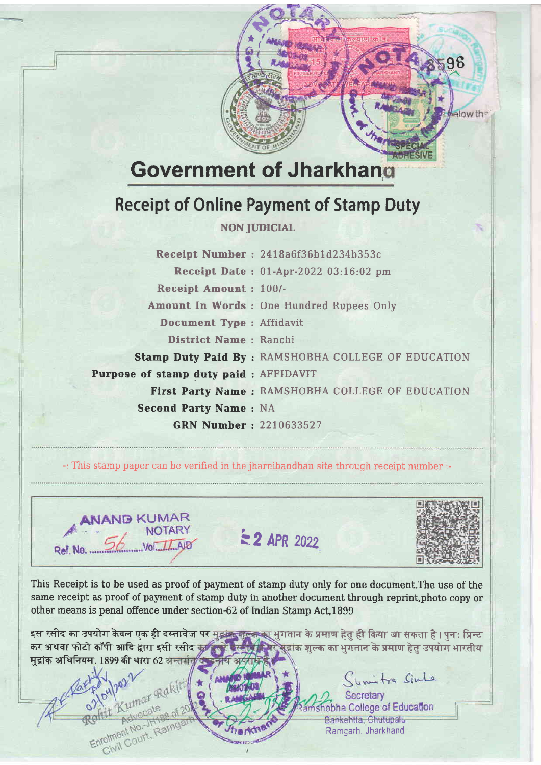# Government of Jharkhand

## Receipt of Online Payment of Stamp Duty

**NON JUDICIAL**

| | |
|---|---|
| **Receipt Number :** | 2418a6f36b1d234b353c |
| **Receipt Date :** | 01-Apr-2022 03:16:02 pm |
| **Receipt Amount :** | 100/- |
| **Amount In Words :** | One Hundred Rupees Only |
| **Document Type :** | Affidavit |
| **District Name :** | Ranchi |
| **Stamp Duty Paid By :** | RAMSHOBHA COLLEGE OF EDUCATION |
| **Purpose of stamp duty paid :** | AFFIDAVIT |
| **First Party Name :** | RAMSHOBHA COLLEGE OF EDUCATION |
| **Second Party Name :** | NA |
| **GRN Number :** | 2210633527 |

-: This stamp paper can be verified in the jharnibandhan site through receipt number :-

ANAND KUMAR
NOTARY
Ref. No. 56 Vol. II A/D

2 APR 2022

This Receipt is to be used as proof of payment of stamp duty only for one document.The use of the same receipt as proof of payment of stamp duty in another document through reprint,photo copy or other means is penal offence under section-62 of Indian Stamp Act,1899

इस रसीद का उपयोग केवल एक ही दस्तावेज पर मुद्रांक शुल्क का भुगतान के प्रमाण हेतु ही किया जा सकता है। पुनः प्रिन्ट कर अथवा फोटो कॉपी आदि द्वारा इसी रसीद का दूसरे दस्तावेज में मुद्रांक शुल्क का भुगतान के प्रमाण हेतु उपयोग भारतीय मुद्रांक अधिनियम, 1899 की धारा 62 अन्तर्गत दण्डनीय अपराध है।

Rohit Kumar Rakhi
Advocate
Enrolment No.-JH188 of 2012
Civil Court, Ramgarh
02/04/2022

Sumitra Sinha
Secretary
Ramshobha College of Education
Bankehtta, Chutupalu
Ramgarh, Jharkhand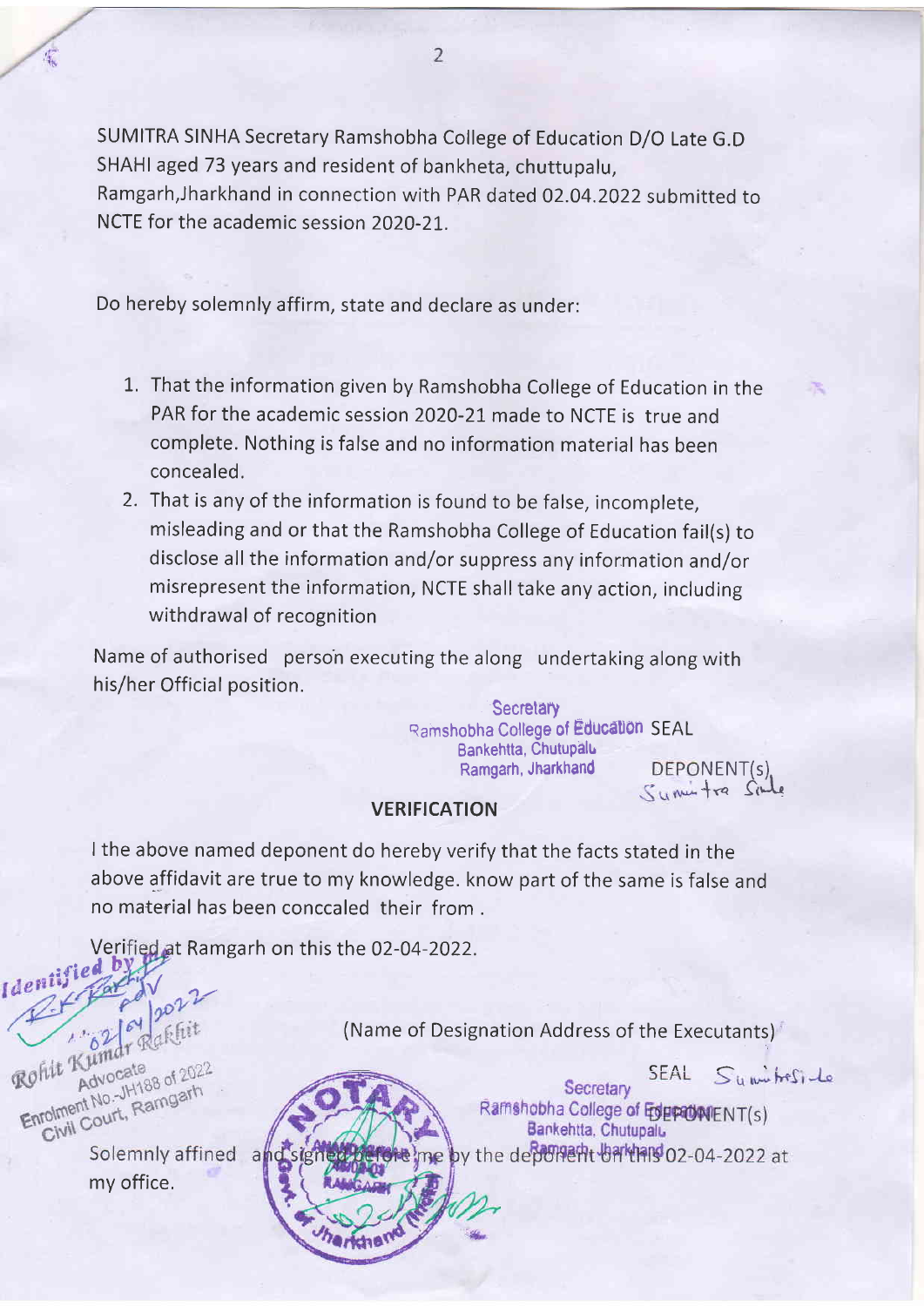SUMITRA SINHA Secretary Ramshobha College of Education D/O Late G.D SHAHI aged 73 years and resident of bankheta, chuttupalu, Ramgarh,Jharkhand in connection with PAR dated 02.04.2022 submitted to NCTE for the academic session 2020-21.

Do hereby solemnly affirm, state and declare as under:

1. That the information given by Ramshobha College of Education in the PAR for the academic session 2020-21 made to NCTE is true and complete. Nothing is false and no information material has been concealed.
2. That is any of the information is found to be false, incomplete, misleading and or that the Ramshobha College of Education fail(s) to disclose all the information and/or suppress any information and/or misrepresent the information, NCTE shall take any action, including withdrawal of recognition

Name of authorised person executing the along undertaking along with his/her Official position.

Secretary
Ramshobha College of Education SEAL
Bankehtta, Chutupalu
Ramgarh, Jharkhand

DEPONENT(s)
Sumitra Sinha

**VERIFICATION**

I the above named deponent do hereby verify that the facts stated in the above affidavit are true to my knowledge. know part of the same is false and no material has been conccaled their from .

Verified at Ramgarh on this the 02-04-2022.

Identified by
Rohit Kumar Rakhit
Advocate
Enrolment No.-JH188 of 2022
Civil Court, Ramgarh

(Name of Designation Address of the Executants)

SEAL Sumitra Sinha
Secretary
Ramshobha College of Education
Bankehtta, Chutupalu
Ramgarh, Jharkhand
DEPONENT(s)

Solemnly affined and signed before me by the deponent on this 02-04-2022 at my office.

NOTARY
Ramgarh
Govt. of Jharkhand